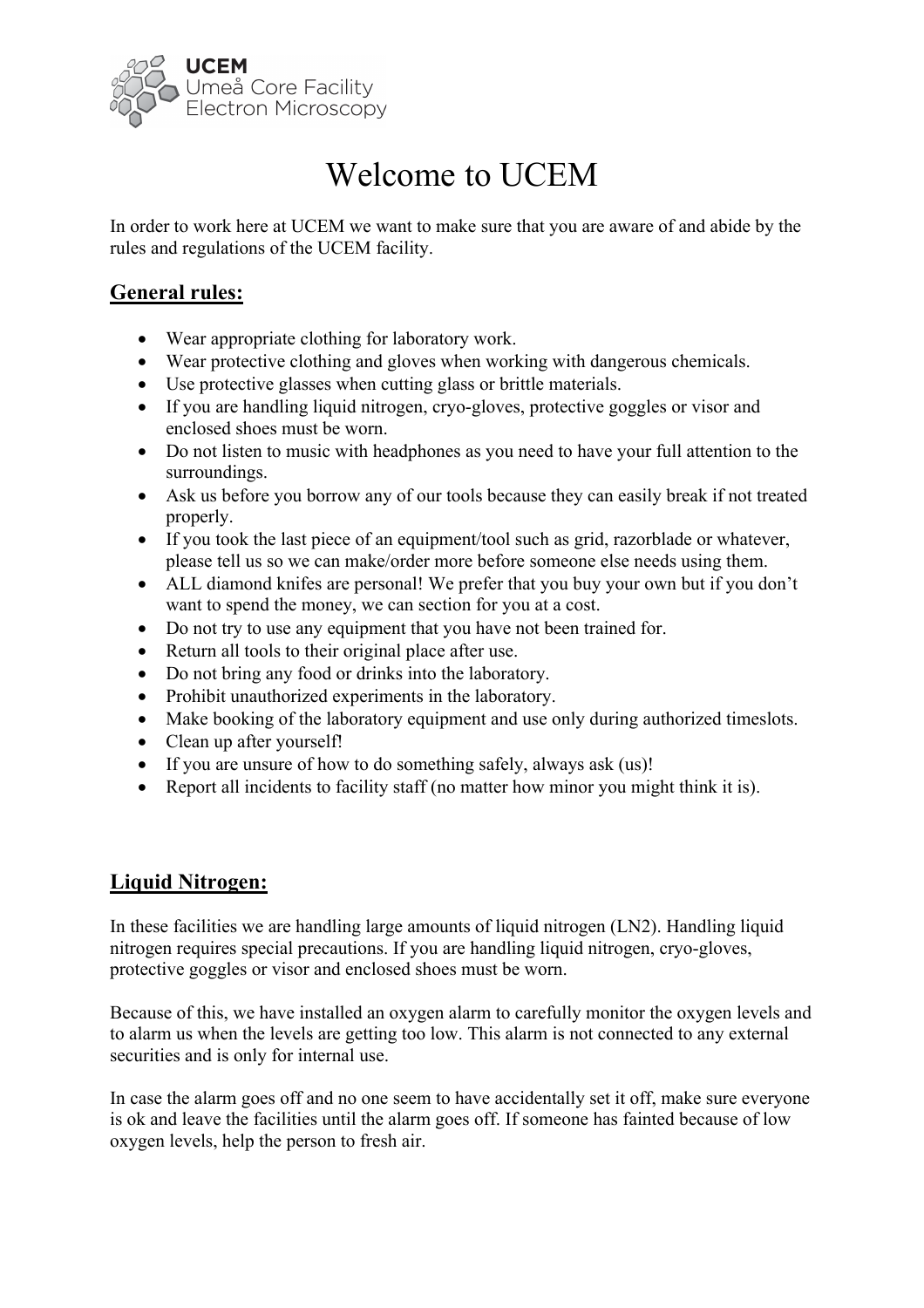UCEM
Umeå Core Facility
Electron Microscopy

# Welcome to UCEM

In order to work here at UCEM we want to make sure that you are aware of and abide by the rules and regulations of the UCEM facility.

## General rules:

- Wear appropriate clothing for laboratory work.
- Wear protective clothing and gloves when working with dangerous chemicals.
- Use protective glasses when cutting glass or brittle materials.
- If you are handling liquid nitrogen, cryo-gloves, protective goggles or visor and enclosed shoes must be worn.
- Do not listen to music with headphones as you need to have your full attention to the surroundings.
- Ask us before you borrow any of our tools because they can easily break if not treated properly.
- If you took the last piece of an equipment/tool such as grid, razorblade or whatever, please tell us so we can make/order more before someone else needs using them.
- ALL diamond knifes are personal! We prefer that you buy your own but if you don't want to spend the money, we can section for you at a cost.
- Do not try to use any equipment that you have not been trained for.
- Return all tools to their original place after use.
- Do not bring any food or drinks into the laboratory.
- Prohibit unauthorized experiments in the laboratory.
- Make booking of the laboratory equipment and use only during authorized timeslots.
- Clean up after yourself!
- If you are unsure of how to do something safely, always ask (us)!
- Report all incidents to facility staff (no matter how minor you might think it is).

## Liquid Nitrogen:

In these facilities we are handling large amounts of liquid nitrogen (LN2). Handling liquid nitrogen requires special precautions. If you are handling liquid nitrogen, cryo-gloves, protective goggles or visor and enclosed shoes must be worn.

Because of this, we have installed an oxygen alarm to carefully monitor the oxygen levels and to alarm us when the levels are getting too low. This alarm is not connected to any external securities and is only for internal use.

In case the alarm goes off and no one seem to have accidentally set it off, make sure everyone is ok and leave the facilities until the alarm goes off. If someone has fainted because of low oxygen levels, help the person to fresh air.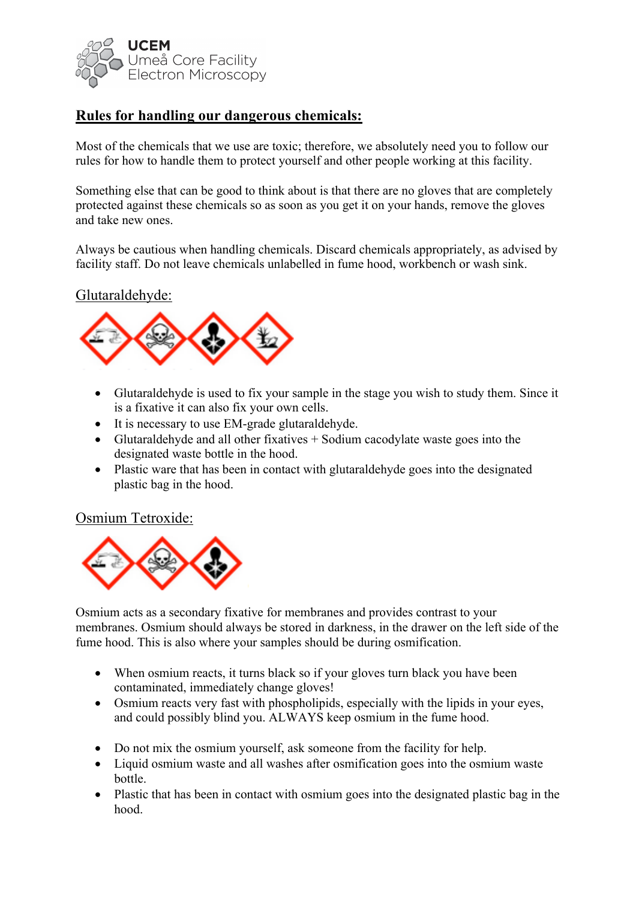# Rules for handling our dangerous chemicals:

Most of the chemicals that we use are toxic; therefore, we absolutely need you to follow our rules for how to handle them to protect yourself and other people working at this facility.

Something else that can be good to think about is that there are no gloves that are completely protected against these chemicals so as soon as you get it on your hands, remove the gloves and take new ones.

Always be cautious when handling chemicals. Discard chemicals appropriately, as advised by facility staff. Do not leave chemicals unlabelled in fume hood, workbench or wash sink.

## Glutaraldehyde:

- Glutaraldehyde is used to fix your sample in the stage you wish to study them. Since it is a fixative it can also fix your own cells.
- It is necessary to use EM-grade glutaraldehyde.
- Glutaraldehyde and all other fixatives + Sodium cacodylate waste goes into the designated waste bottle in the hood.
- Plastic ware that has been in contact with glutaraldehyde goes into the designated plastic bag in the hood.

## Osmium Tetroxide:

Osmium acts as a secondary fixative for membranes and provides contrast to your membranes. Osmium should always be stored in darkness, in the drawer on the left side of the fume hood. This is also where your samples should be during osmification.

- When osmium reacts, it turns black so if your gloves turn black you have been contaminated, immediately change gloves!
- Osmium reacts very fast with phospholipids, especially with the lipids in your eyes, and could possibly blind you. ALWAYS keep osmium in the fume hood.

- Do not mix the osmium yourself, ask someone from the facility for help.
- Liquid osmium waste and all washes after osmification goes into the osmium waste bottle.
- Plastic that has been in contact with osmium goes into the designated plastic bag in the hood.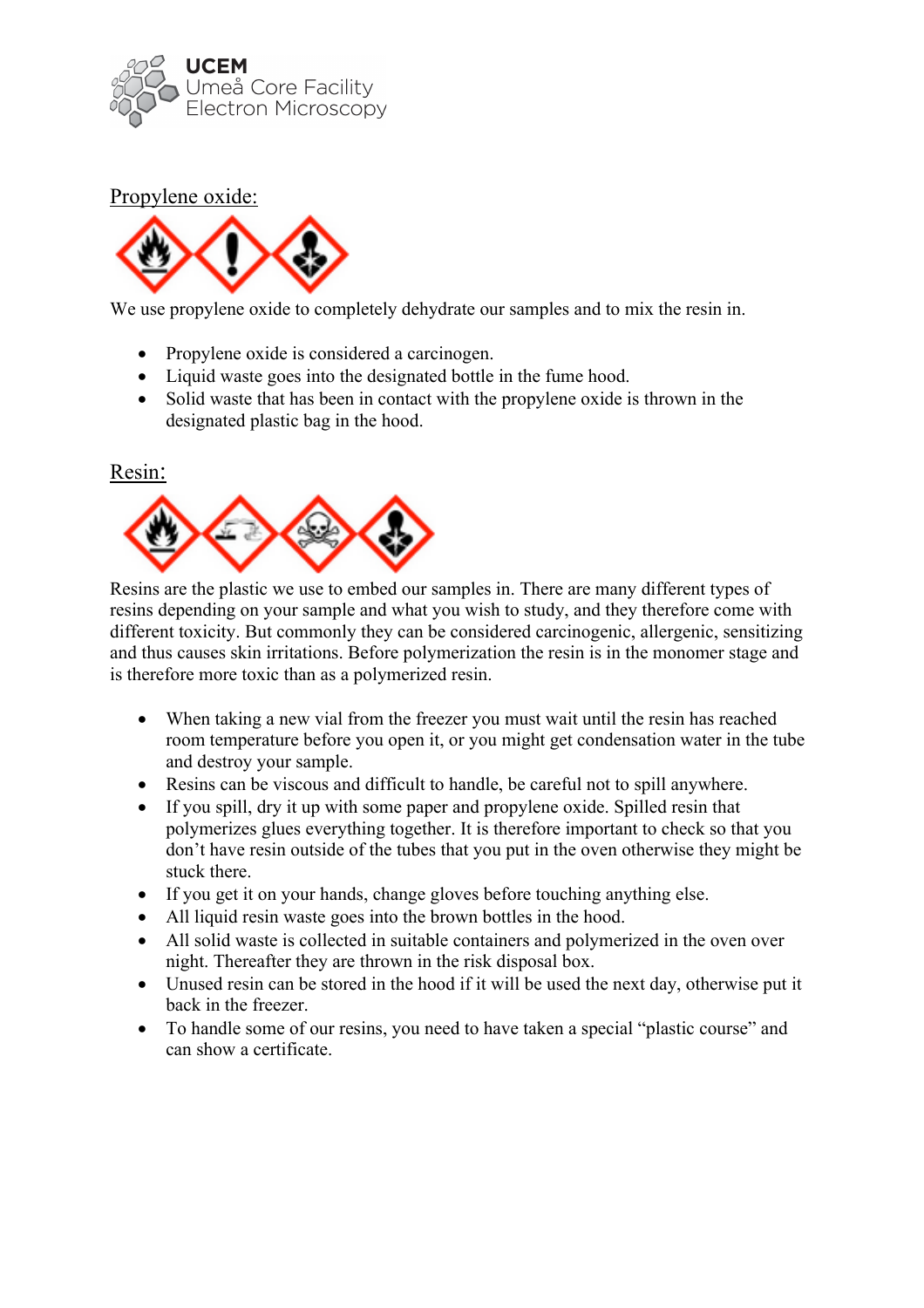## Propylene oxide:

We use propylene oxide to completely dehydrate our samples and to mix the resin in.

- Propylene oxide is considered a carcinogen.
- Liquid waste goes into the designated bottle in the fume hood.
- Solid waste that has been in contact with the propylene oxide is thrown in the designated plastic bag in the hood.

## Resin:

Resins are the plastic we use to embed our samples in. There are many different types of resins depending on your sample and what you wish to study, and they therefore come with different toxicity. But commonly they can be considered carcinogenic, allergenic, sensitizing and thus causes skin irritations. Before polymerization the resin is in the monomer stage and is therefore more toxic than as a polymerized resin.

- When taking a new vial from the freezer you must wait until the resin has reached room temperature before you open it, or you might get condensation water in the tube and destroy your sample.
- Resins can be viscous and difficult to handle, be careful not to spill anywhere.
- If you spill, dry it up with some paper and propylene oxide. Spilled resin that polymerizes glues everything together. It is therefore important to check so that you don't have resin outside of the tubes that you put in the oven otherwise they might be stuck there.
- If you get it on your hands, change gloves before touching anything else.
- All liquid resin waste goes into the brown bottles in the hood.
- All solid waste is collected in suitable containers and polymerized in the oven over night. Thereafter they are thrown in the risk disposal box.
- Unused resin can be stored in the hood if it will be used the next day, otherwise put it back in the freezer.
- To handle some of our resins, you need to have taken a special "plastic course" and can show a certificate.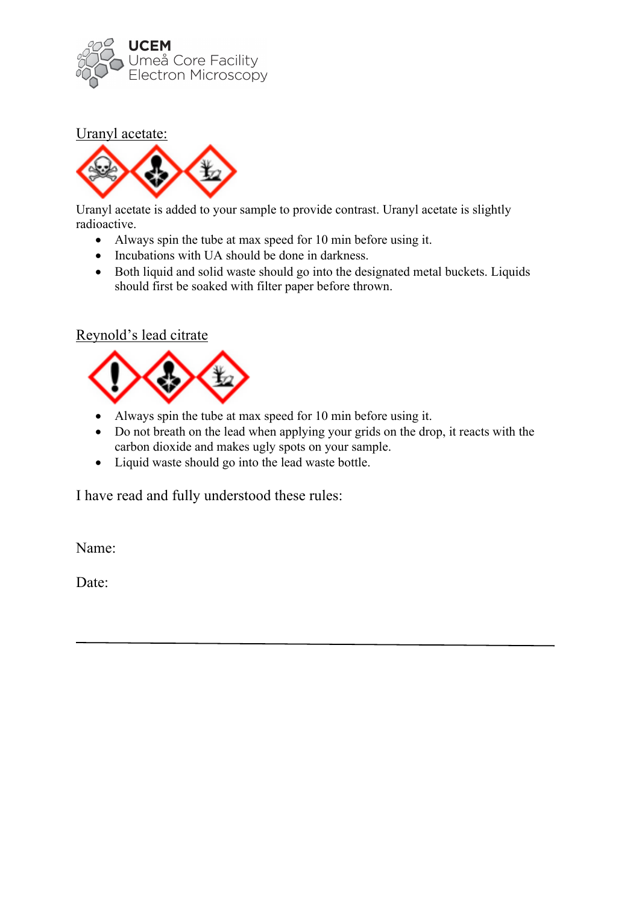UCEM
Umeå Core Facility
Electron Microscopy

## Uranyl acetate:

Uranyl acetate is added to your sample to provide contrast. Uranyl acetate is slightly radioactive.

- Always spin the tube at max speed for 10 min before using it.
- Incubations with UA should be done in darkness.
- Both liquid and solid waste should go into the designated metal buckets. Liquids should first be soaked with filter paper before thrown.

## Reynold's lead citrate

- Always spin the tube at max speed for 10 min before using it.
- Do not breath on the lead when applying your grids on the drop, it reacts with the carbon dioxide and makes ugly spots on your sample.
- Liquid waste should go into the lead waste bottle.

I have read and fully understood these rules:

Name:

Date: